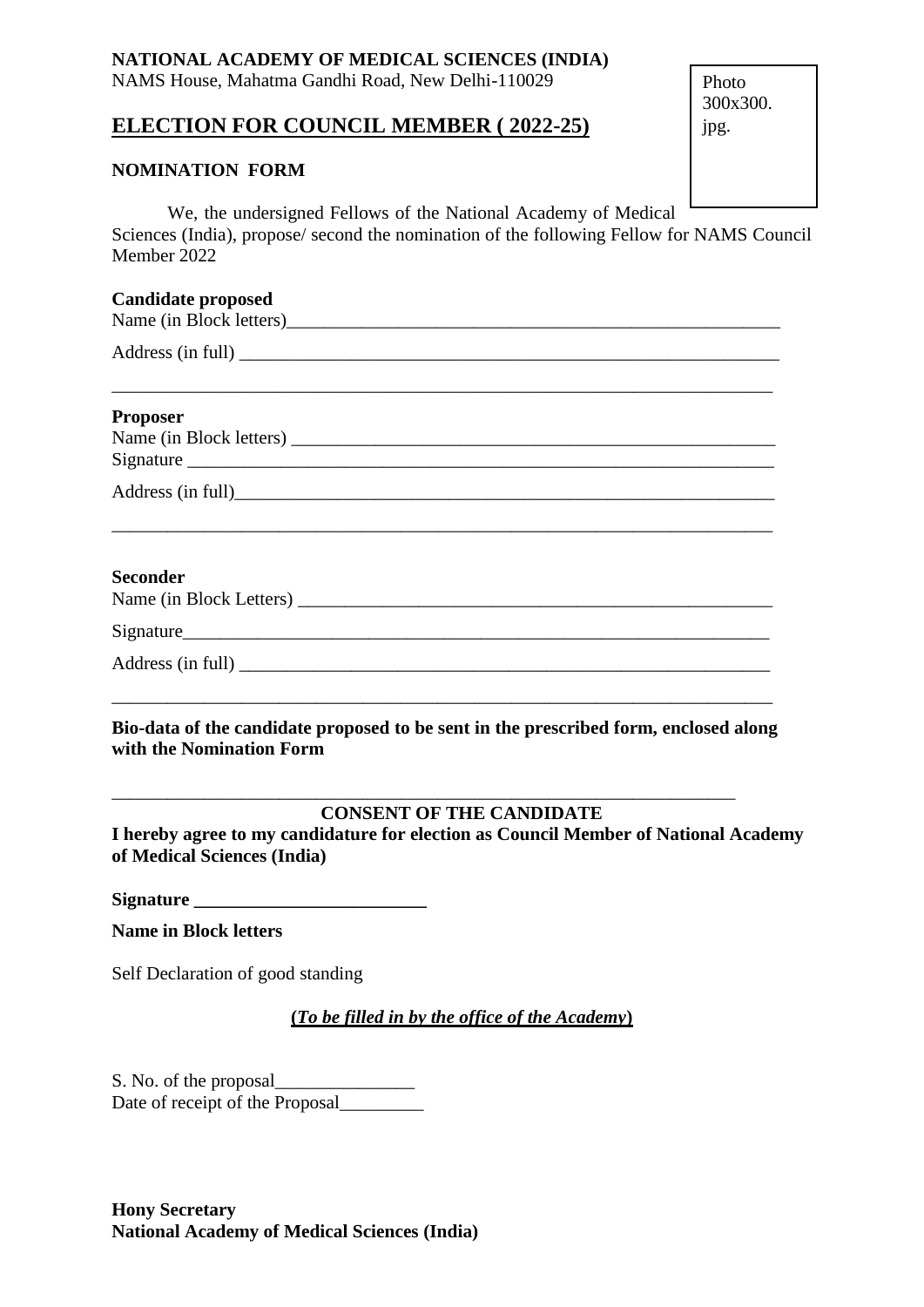**NATIONAL ACADEMY OF MEDICAL SCIENCES (INDIA)**
NAMS House, Mahatma Gandhi Road, New Delhi-110029

Photo 300x300. jpg.

# ELECTION FOR COUNCIL MEMBER ( 2022-25)

**NOMINATION FORM**

We, the undersigned Fellows of the National Academy of Medical Sciences (India), propose/ second the nomination of the following Fellow for NAMS Council Member 2022

**Candidate proposed**
Name (in Block letters)_______________________________________________________

Address (in full) ____________________________________________________________

_______________________________________________________________________

**Proposer**
Name (in Block letters) ______________________________________________________
Signature _________________________________________________________________

Address (in full)_____________________________________________________________

_______________________________________________________________________

**Seconder**
Name (in Block Letters) ______________________________________________________

Signature_________________________________________________________________

Address (in full) ____________________________________________________________

_______________________________________________________________________

**Bio-data of the candidate proposed to be sent in the prescribed form, enclosed along with the Nomination Form**

_______________________________________________________________________

**CONSENT OF THE CANDIDATE**

**I hereby agree to my candidature for election as Council Member of National Academy of Medical Sciences (India)**

**Signature _________________________**

**Name in Block letters**

Self Declaration of good standing

**(*To be filled in by the office of the Academy*)**

S. No. of the proposal_______________
Date of receipt of the Proposal_________

**Hony Secretary**
**National Academy of Medical Sciences (India)**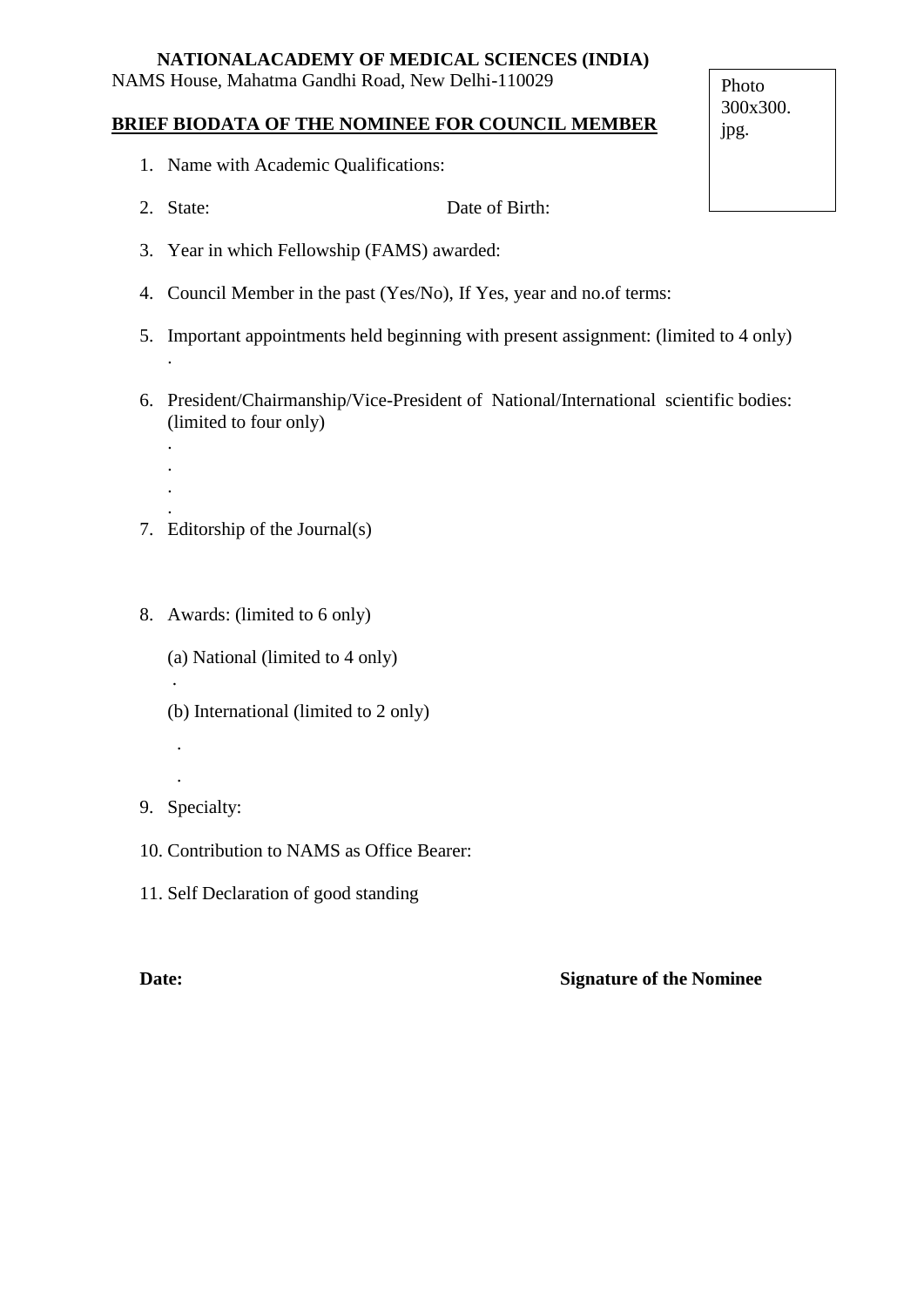**NATIONALACADEMY OF MEDICAL SCIENCES (INDIA)**
NAMS House, Mahatma Gandhi Road, New Delhi-110029

Photo 300x300. jpg.

**BRIEF BIODATA OF THE NOMINEE FOR COUNCIL MEMBER**

1. Name with Academic Qualifications:
2. State: Date of Birth:
3. Year in which Fellowship (FAMS) awarded:
4. Council Member in the past (Yes/No), If Yes, year and no.of terms:
5. Important appointments held beginning with present assignment: (limited to 4 only)
   .
6. President/Chairmanship/Vice-President of National/International scientific bodies: (limited to four only)
   .
   .
   .
   .
7. Editorship of the Journal(s)
8. Awards: (limited to 6 only)

   (a) National (limited to 4 only)
   .

   (b) International (limited to 2 only)
   .
   .
9. Specialty:
10. Contribution to NAMS as Office Bearer:
11. Self Declaration of good standing

**Date:** **Signature of the Nominee**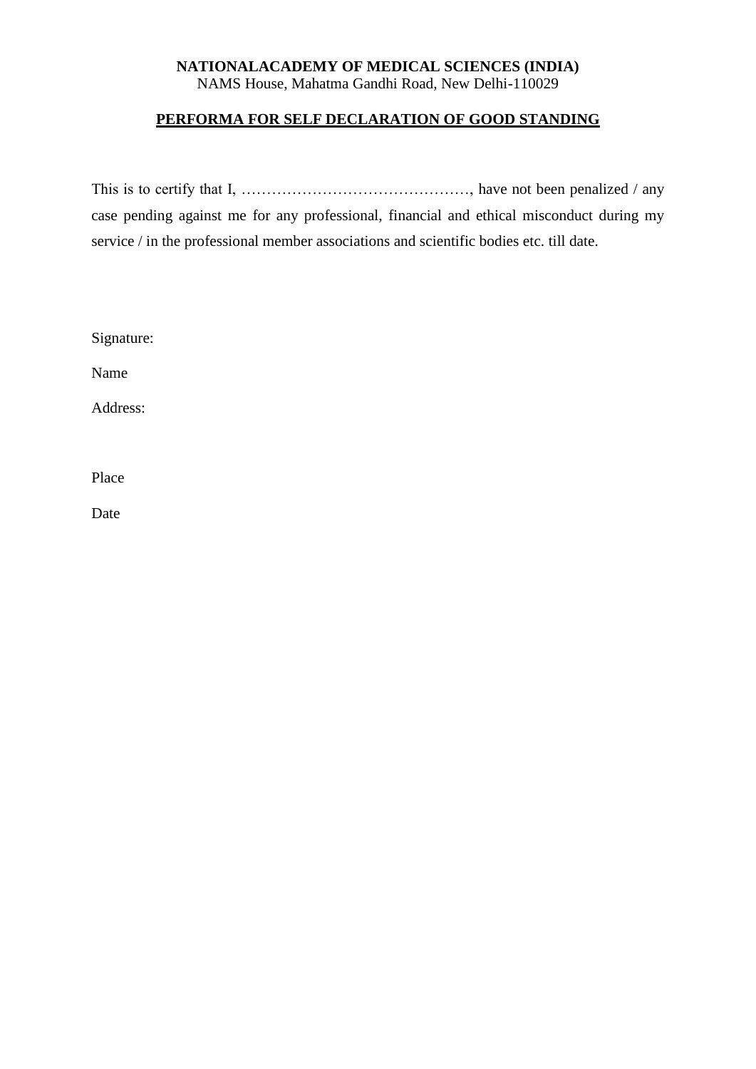**NATIONALACADEMY OF MEDICAL SCIENCES (INDIA)**
NAMS House, Mahatma Gandhi Road, New Delhi-110029

**PERFORMA FOR SELF DECLARATION OF GOOD STANDING**

This is to certify that I, ………………………………………, have not been penalized / any case pending against me for any professional, financial and ethical misconduct during my service / in the professional member associations and scientific bodies etc. till date.

Signature:

Name

Address:

Place

Date